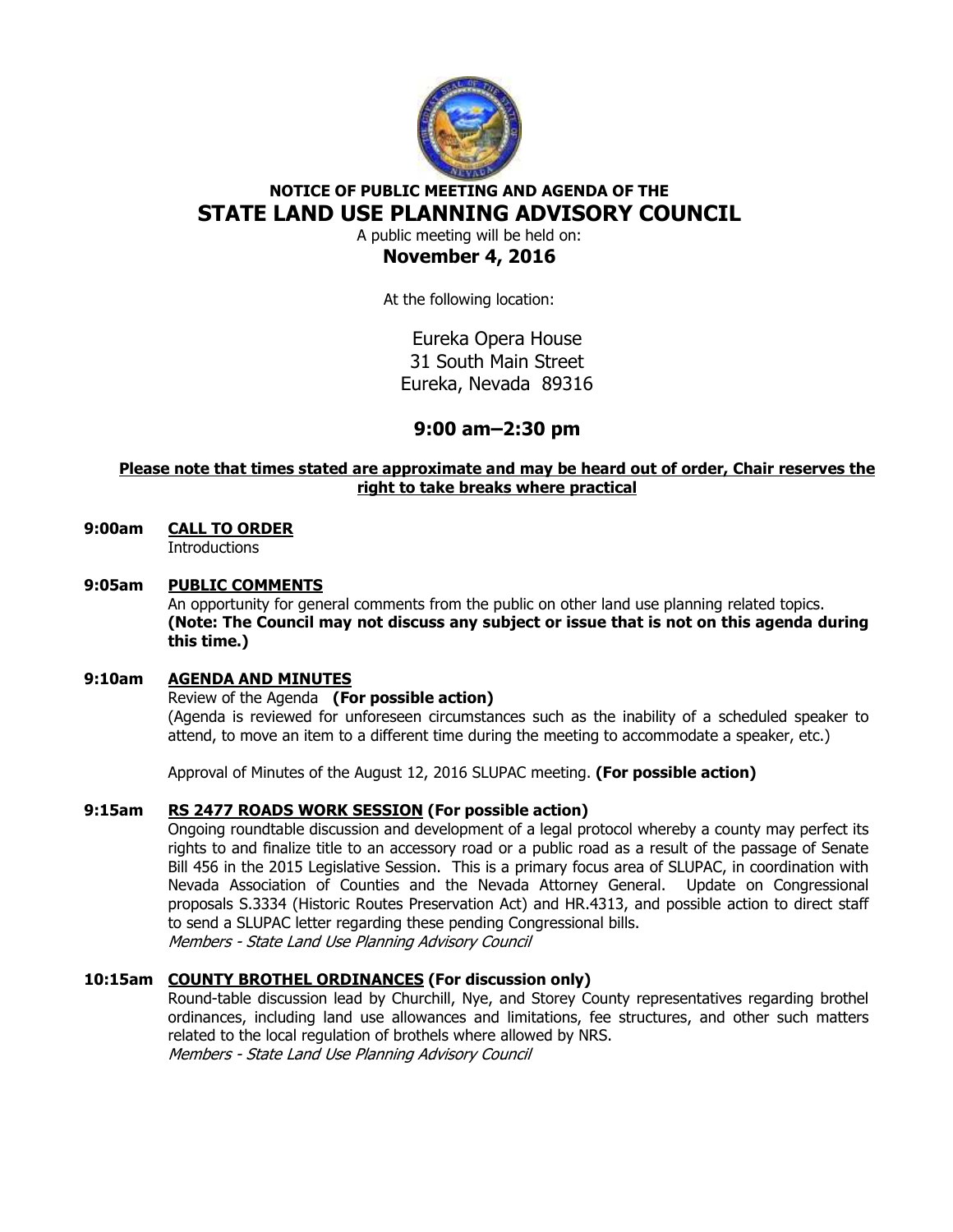**NOTICE OF PUBLIC MEETING AND AGENDA OF THE**

# STATE LAND USE PLANNING ADVISORY COUNCIL

A public meeting will be held on:

## November 4, 2016

At the following location:

Eureka Opera House
31 South Main Street
Eureka, Nevada 89316

## 9:00 am–2:30 pm

**Please note that times stated are approximate and may be heard out of order, Chair reserves the right to take breaks where practical**

**9:00am CALL TO ORDER**
Introductions

**9:05am PUBLIC COMMENTS**
An opportunity for general comments from the public on other land use planning related topics. **(Note: The Council may not discuss any subject or issue that is not on this agenda during this time.)**

**9:10am AGENDA AND MINUTES**
Review of the Agenda **(For possible action)**
(Agenda is reviewed for unforeseen circumstances such as the inability of a scheduled speaker to attend, to move an item to a different time during the meeting to accommodate a speaker, etc.)

Approval of Minutes of the August 12, 2016 SLUPAC meeting. **(For possible action)**

**9:15am RS 2477 ROADS WORK SESSION (For possible action)**
Ongoing roundtable discussion and development of a legal protocol whereby a county may perfect its rights to and finalize title to an accessory road or a public road as a result of the passage of Senate Bill 456 in the 2015 Legislative Session. This is a primary focus area of SLUPAC, in coordination with Nevada Association of Counties and the Nevada Attorney General. Update on Congressional proposals S.3334 (Historic Routes Preservation Act) and HR.4313, and possible action to direct staff to send a SLUPAC letter regarding these pending Congressional bills.
*Members - State Land Use Planning Advisory Council*

**10:15am COUNTY BROTHEL ORDINANCES (For discussion only)**
Round-table discussion lead by Churchill, Nye, and Storey County representatives regarding brothel ordinances, including land use allowances and limitations, fee structures, and other such matters related to the local regulation of brothels where allowed by NRS.
*Members - State Land Use Planning Advisory Council*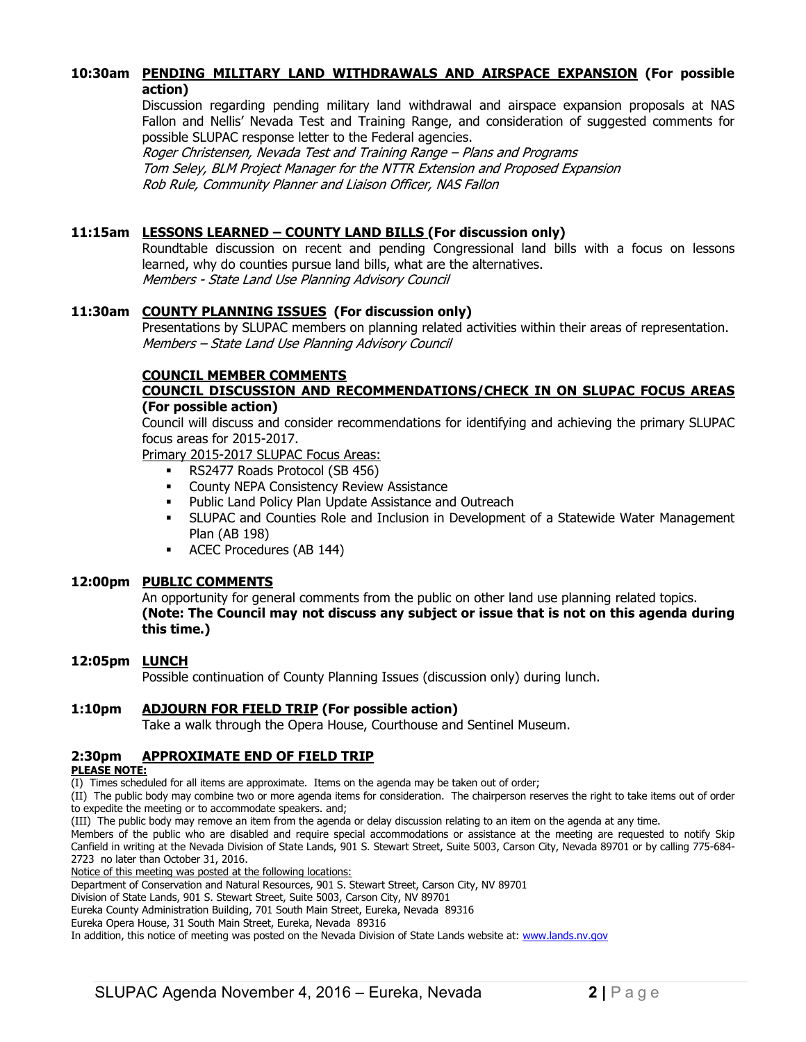**10:30am** **PENDING MILITARY LAND WITHDRAWALS AND AIRSPACE EXPANSION (For possible action)**

Discussion regarding pending military land withdrawal and airspace expansion proposals at NAS Fallon and Nellis' Nevada Test and Training Range, and consideration of suggested comments for possible SLUPAC response letter to the Federal agencies.

*Roger Christensen, Nevada Test and Training Range – Plans and Programs*
*Tom Seley, BLM Project Manager for the NTTR Extension and Proposed Expansion*
*Rob Rule, Community Planner and Liaison Officer, NAS Fallon*

**11:15am** **LESSONS LEARNED – COUNTY LAND BILLS (For discussion only)**

Roundtable discussion on recent and pending Congressional land bills with a focus on lessons learned, why do counties pursue land bills, what are the alternatives.

*Members - State Land Use Planning Advisory Council*

**11:30am** **COUNTY PLANNING ISSUES (For discussion only)**

Presentations by SLUPAC members on planning related activities within their areas of representation.

*Members – State Land Use Planning Advisory Council*

**COUNCIL MEMBER COMMENTS**

**COUNCIL DISCUSSION AND RECOMMENDATIONS/CHECK IN ON SLUPAC FOCUS AREAS (For possible action)**

Council will discuss and consider recommendations for identifying and achieving the primary SLUPAC focus areas for 2015-2017.

Primary 2015-2017 SLUPAC Focus Areas:

- RS2477 Roads Protocol (SB 456)
- County NEPA Consistency Review Assistance
- Public Land Policy Plan Update Assistance and Outreach
- SLUPAC and Counties Role and Inclusion in Development of a Statewide Water Management Plan (AB 198)
- ACEC Procedures (AB 144)

**12:00pm** **PUBLIC COMMENTS**

An opportunity for general comments from the public on other land use planning related topics. **(Note: The Council may not discuss any subject or issue that is not on this agenda during this time.)**

**12:05pm** **LUNCH**

Possible continuation of County Planning Issues (discussion only) during lunch.

**1:10pm** **ADJOURN FOR FIELD TRIP (For possible action)**

Take a walk through the Opera House, Courthouse and Sentinel Museum.

**2:30pm** **APPROXIMATE END OF FIELD TRIP**

**PLEASE NOTE:**

(I) Times scheduled for all items are approximate. Items on the agenda may be taken out of order;

(II) The public body may combine two or more agenda items for consideration. The chairperson reserves the right to take items out of order to expedite the meeting or to accommodate speakers. and;

(III) The public body may remove an item from the agenda or delay discussion relating to an item on the agenda at any time.

Members of the public who are disabled and require special accommodations or assistance at the meeting are requested to notify Skip Canfield in writing at the Nevada Division of State Lands, 901 S. Stewart Street, Suite 5003, Carson City, Nevada 89701 or by calling 775-684-2723 no later than October 31, 2016.

Notice of this meeting was posted at the following locations:

Department of Conservation and Natural Resources, 901 S. Stewart Street, Carson City, NV 89701
Division of State Lands, 901 S. Stewart Street, Suite 5003, Carson City, NV 89701
Eureka County Administration Building, 701 South Main Street, Eureka, Nevada 89316
Eureka Opera House, 31 South Main Street, Eureka, Nevada 89316
In addition, this notice of meeting was posted on the Nevada Division of State Lands website at: www.lands.nv.gov